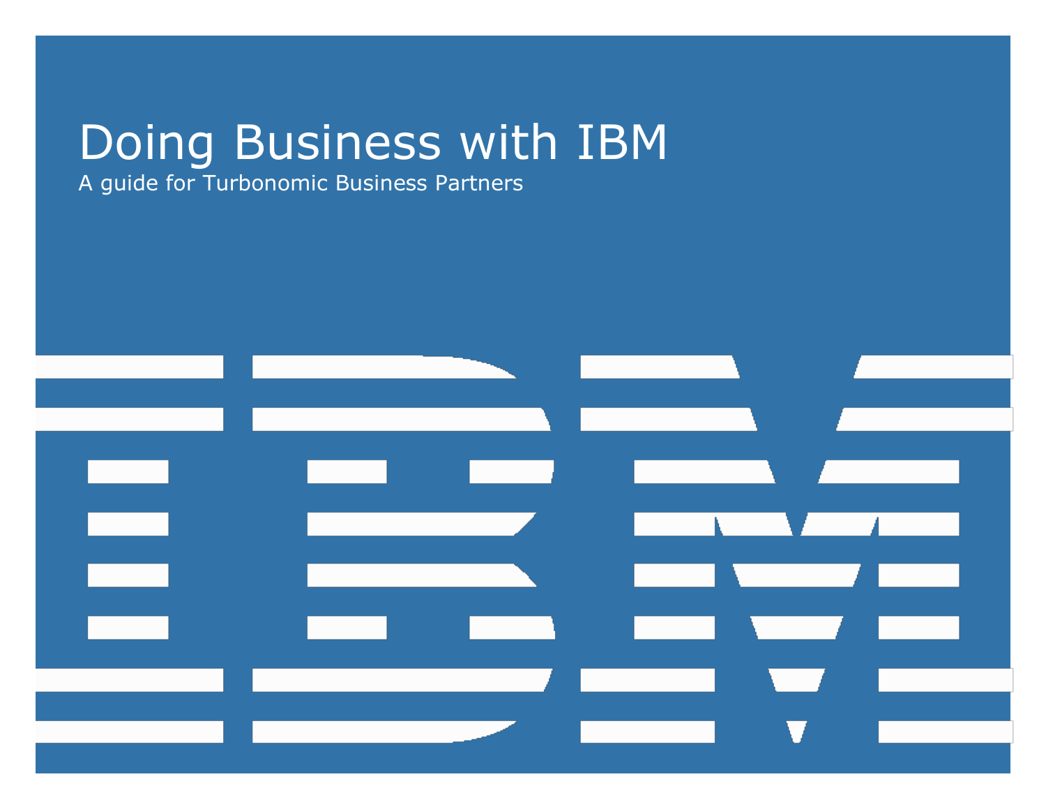# Doing Business with IBM

A guide for Turbonomic Business Partners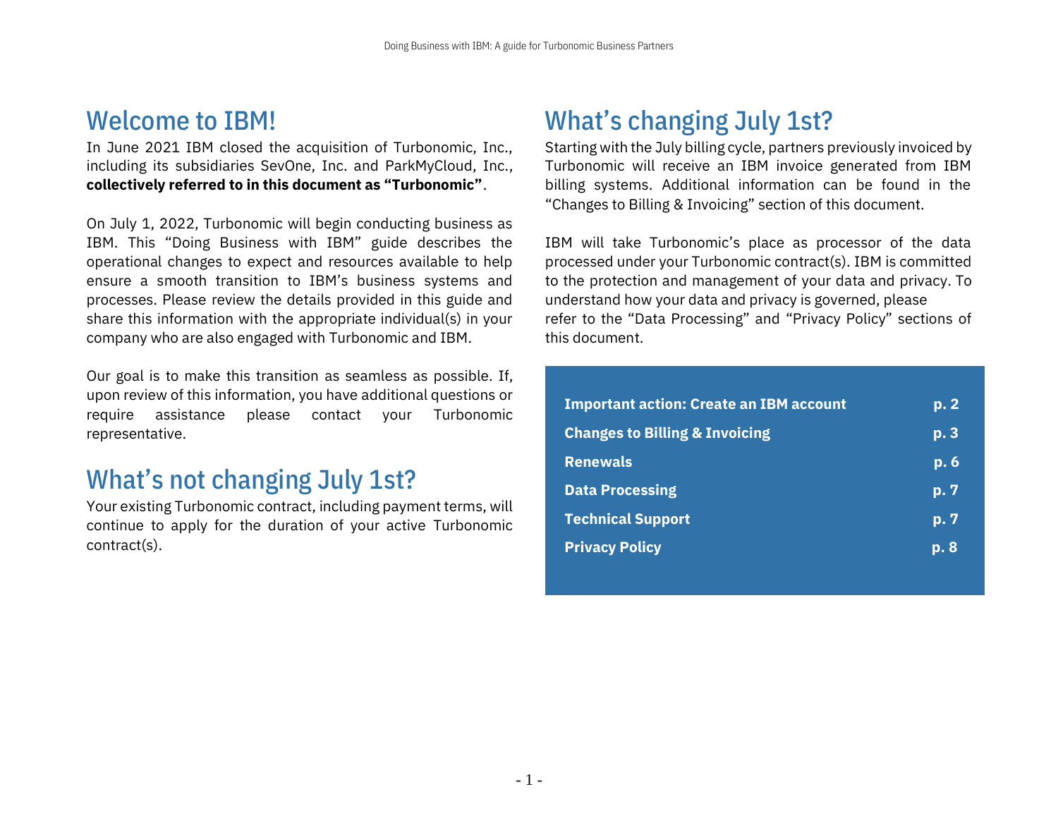## Welcome to IBM!

In June 2021 IBM closed the acquisition of Turbonomic, Inc., including its subsidiaries SevOne, Inc. and ParkMyCloud, Inc., **collectively referred to in this document as "Turbonomic"**.

On July 1, 2022, Turbonomic will begin conducting business as IBM. This "Doing Business with IBM" guide describes the operational changes to expect and resources available to help ensure a smooth transition to IBM's business systems and processes. Please review the details provided in this guide and share this information with the appropriate individual(s) in your company who are also engaged with Turbonomic and IBM.

Our goal is to make this transition as seamless as possible. If, upon review of this information, you have additional questions or require assistance please contact your Turbonomic representative.

## What's not changing July 1st?

Your existing Turbonomic contract, including payment terms, will continue to apply for the duration of your active Turbonomic contract(s).

## What's changing July 1st?

Starting with the July billing cycle, partners previously invoiced by Turbonomic will receive an IBM invoice generated from IBM billing systems. Additional information can be found in the "Changes to Billing & Invoicing" section of this document.

IBM will take Turbonomic's place as processor of the data processed under your Turbonomic contract(s). IBM is committed to the protection and management of your data and privacy. To understand how your data and privacy is governed, please refer to the "Data Processing" and "Privacy Policy" sections of this document.

| | |
|---|---|
| **Important action: Create an IBM account** | **p. 2** |
| **Changes to Billing & Invoicing** | **p. 3** |
| **Renewals** | **p. 6** |
| **Data Processing** | **p. 7** |
| **Technical Support** | **p. 7** |
| **Privacy Policy** | **p. 8** |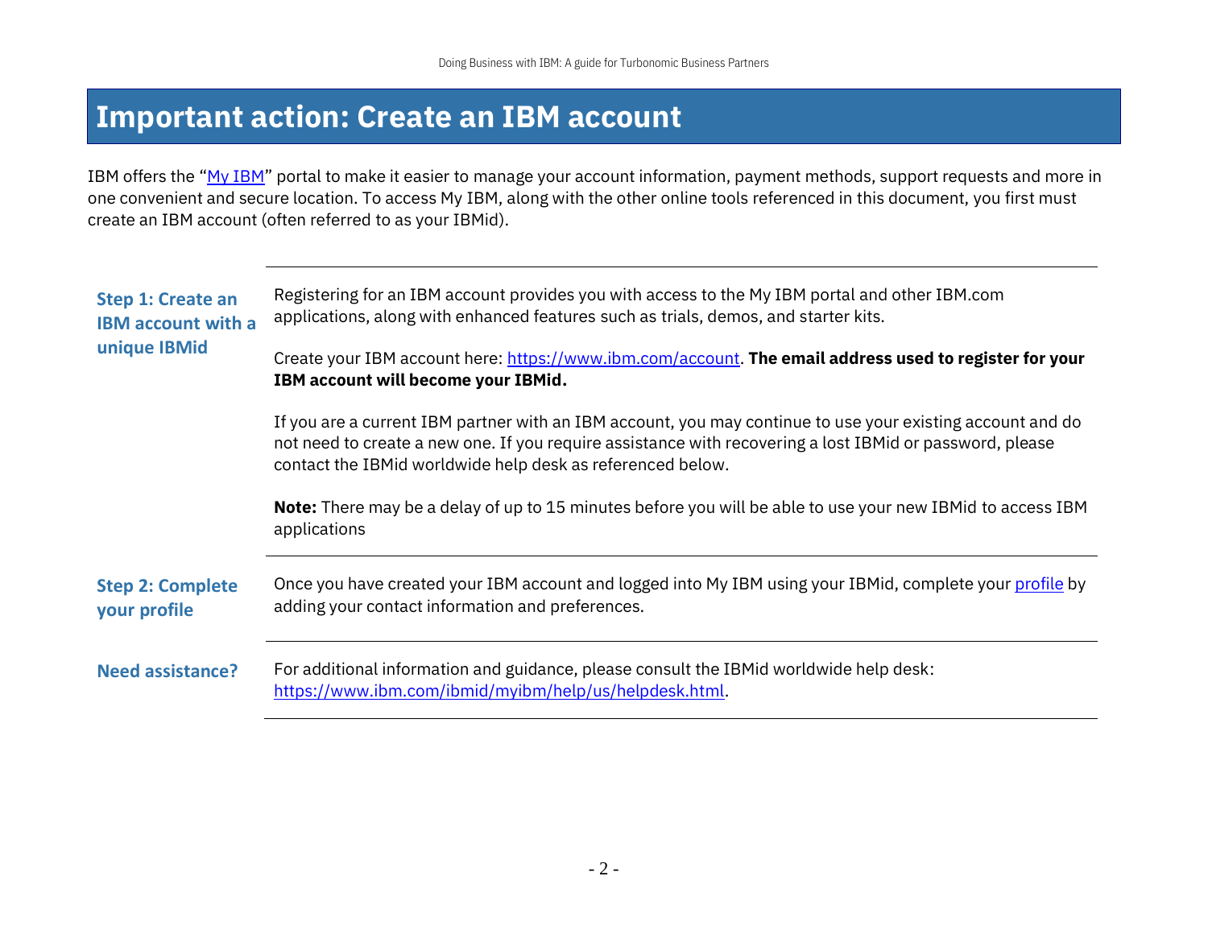# Important action: Create an IBM account

IBM offers the "[My IBM]" portal to make it easier to manage your account information, payment methods, support requests and more in one convenient and secure location. To access My IBM, along with the other online tools referenced in this document, you first must create an IBM account (often referred to as your IBMid).

| | |
|---|---|
| **Step 1: Create an IBM account with a unique IBMid** | Registering for an IBM account provides you with access to the My IBM portal and other IBM.com applications, along with enhanced features such as trials, demos, and starter kits.<br><br>Create your IBM account here: https://www.ibm.com/account. **The email address used to register for your IBM account will become your IBMid.**<br><br>If you are a current IBM partner with an IBM account, you may continue to use your existing account and do not need to create a new one. If you require assistance with recovering a lost IBMid or password, please contact the IBMid worldwide help desk as referenced below.<br><br>**Note:** There may be a delay of up to 15 minutes before you will be able to use your new IBMid to access IBM applications |
| **Step 2: Complete your profile** | Once you have created your IBM account and logged into My IBM using your IBMid, complete your profile by adding your contact information and preferences. |
| **Need assistance?** | For additional information and guidance, please consult the IBMid worldwide help desk: https://www.ibm.com/ibmid/myibm/help/us/helpdesk.html. |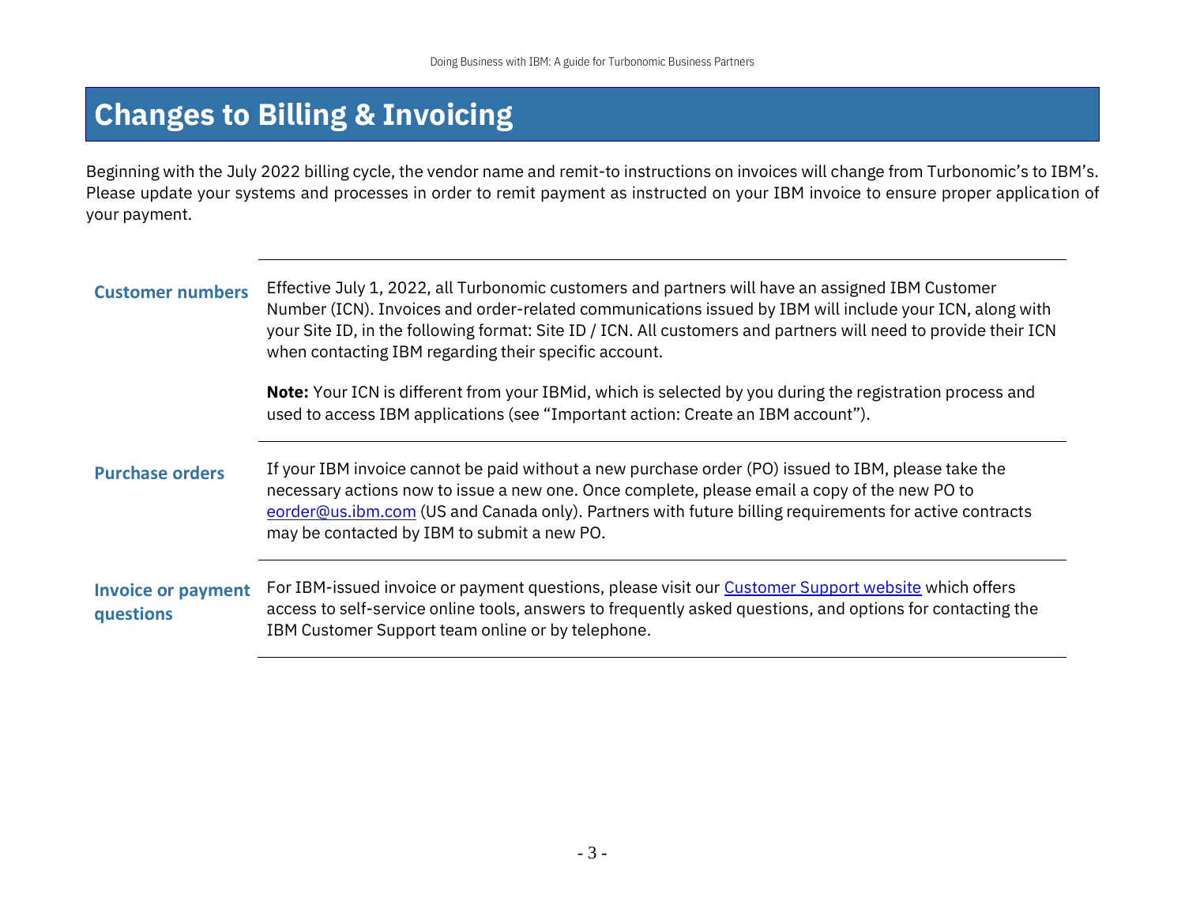# Changes to Billing & Invoicing

Beginning with the July 2022 billing cycle, the vendor name and remit-to instructions on invoices will change from Turbonomic's to IBM's. Please update your systems and processes in order to remit payment as instructed on your IBM invoice to ensure proper application of your payment.

| | |
|---|---|
| **Customer numbers** | Effective July 1, 2022, all Turbonomic customers and partners will have an assigned IBM Customer Number (ICN). Invoices and order-related communications issued by IBM will include your ICN, along with your Site ID, in the following format: Site ID / ICN. All customers and partners will need to provide their ICN when contacting IBM regarding their specific account.<br><br>**Note:** Your ICN is different from your IBMid, which is selected by you during the registration process and used to access IBM applications (see "Important action: Create an IBM account"). |
| **Purchase orders** | If your IBM invoice cannot be paid without a new purchase order (PO) issued to IBM, please take the necessary actions now to issue a new one. Once complete, please email a copy of the new PO to eorder@us.ibm.com (US and Canada only). Partners with future billing requirements for active contracts may be contacted by IBM to submit a new PO. |
| **Invoice or payment questions** | For IBM-issued invoice or payment questions, please visit our Customer Support website which offers access to self-service online tools, answers to frequently asked questions, and options for contacting the IBM Customer Support team online or by telephone. |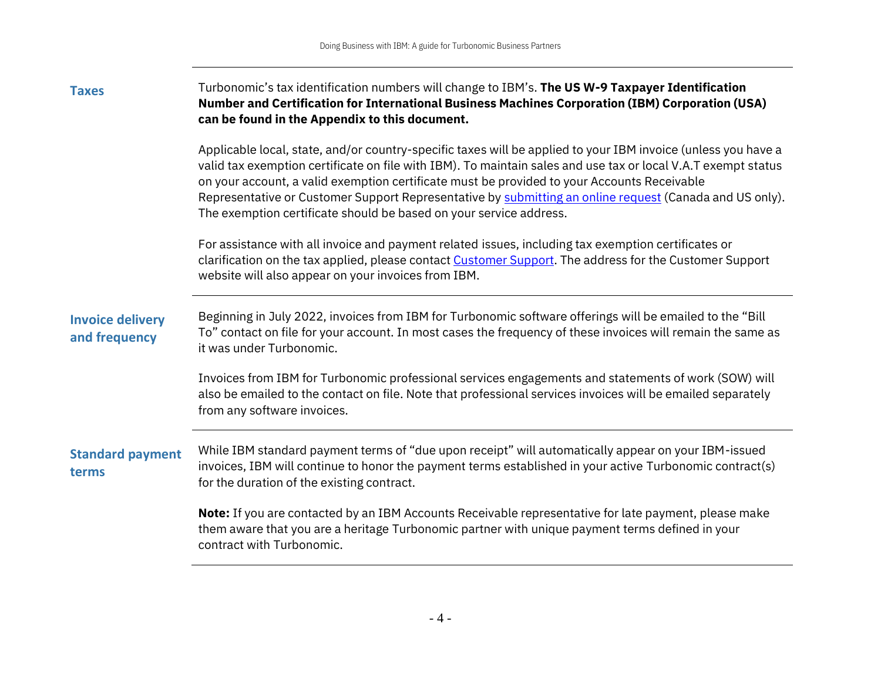## Taxes

Turbonomic's tax identification numbers will change to IBM's. **The US W-9 Taxpayer Identification Number and Certification for International Business Machines Corporation (IBM) Corporation (USA) can be found in the Appendix to this document.**

Applicable local, state, and/or country-specific taxes will be applied to your IBM invoice (unless you have a valid tax exemption certificate on file with IBM). To maintain sales and use tax or local V.A.T exempt status on your account, a valid exemption certificate must be provided to your Accounts Receivable Representative or Customer Support Representative by submitting an online request (Canada and US only). The exemption certificate should be based on your service address.

For assistance with all invoice and payment related issues, including tax exemption certificates or clarification on the tax applied, please contact Customer Support. The address for the Customer Support website will also appear on your invoices from IBM.

## Invoice delivery and frequency

Beginning in July 2022, invoices from IBM for Turbonomic software offerings will be emailed to the "Bill To" contact on file for your account. In most cases the frequency of these invoices will remain the same as it was under Turbonomic.

Invoices from IBM for Turbonomic professional services engagements and statements of work (SOW) will also be emailed to the contact on file. Note that professional services invoices will be emailed separately from any software invoices.

## Standard payment terms

While IBM standard payment terms of "due upon receipt" will automatically appear on your IBM-issued invoices, IBM will continue to honor the payment terms established in your active Turbonomic contract(s) for the duration of the existing contract.

**Note:** If you are contacted by an IBM Accounts Receivable representative for late payment, please make them aware that you are a heritage Turbonomic partner with unique payment terms defined in your contract with Turbonomic.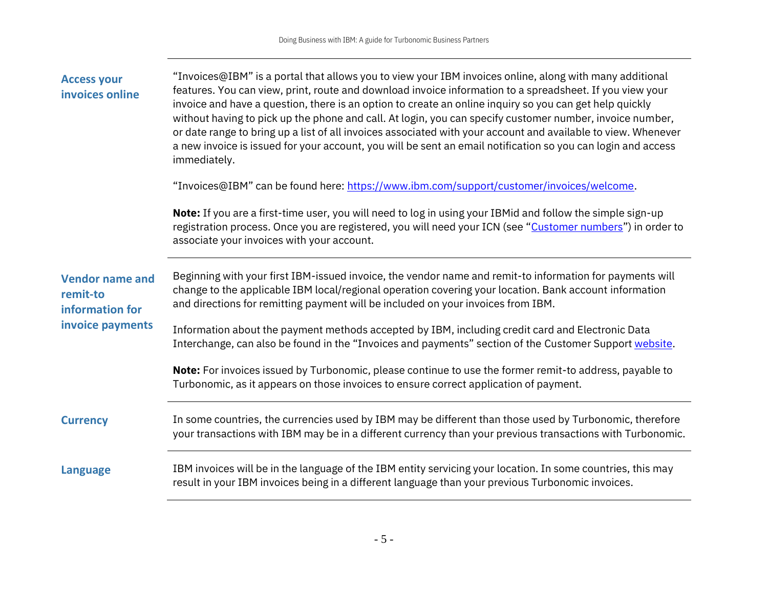## Access your invoices online

"Invoices@IBM" is a portal that allows you to view your IBM invoices online, along with many additional features. You can view, print, route and download invoice information to a spreadsheet. If you view your invoice and have a question, there is an option to create an online inquiry so you can get help quickly without having to pick up the phone and call. At login, you can specify customer number, invoice number, or date range to bring up a list of all invoices associated with your account and available to view. Whenever a new invoice is issued for your account, you will be sent an email notification so you can login and access immediately.

"Invoices@IBM" can be found here: [https://www.ibm.com/support/customer/invoices/welcome](https://www.ibm.com/support/customer/invoices/welcome).

**Note:** If you are a first-time user, you will need to log in using your IBMid and follow the simple sign-up registration process. Once you are registered, you will need your ICN (see "Customer numbers") in order to associate your invoices with your account.

## Vendor name and remit-to information for invoice payments

Beginning with your first IBM-issued invoice, the vendor name and remit-to information for payments will change to the applicable IBM local/regional operation covering your location. Bank account information and directions for remitting payment will be included on your invoices from IBM.

Information about the payment methods accepted by IBM, including credit card and Electronic Data Interchange, can also be found in the "Invoices and payments" section of the Customer Support website.

**Note:** For invoices issued by Turbonomic, please continue to use the former remit-to address, payable to Turbonomic, as it appears on those invoices to ensure correct application of payment.

## Currency

In some countries, the currencies used by IBM may be different than those used by Turbonomic, therefore your transactions with IBM may be in a different currency than your previous transactions with Turbonomic.

## Language

IBM invoices will be in the language of the IBM entity servicing your location. In some countries, this may result in your IBM invoices being in a different language than your previous Turbonomic invoices.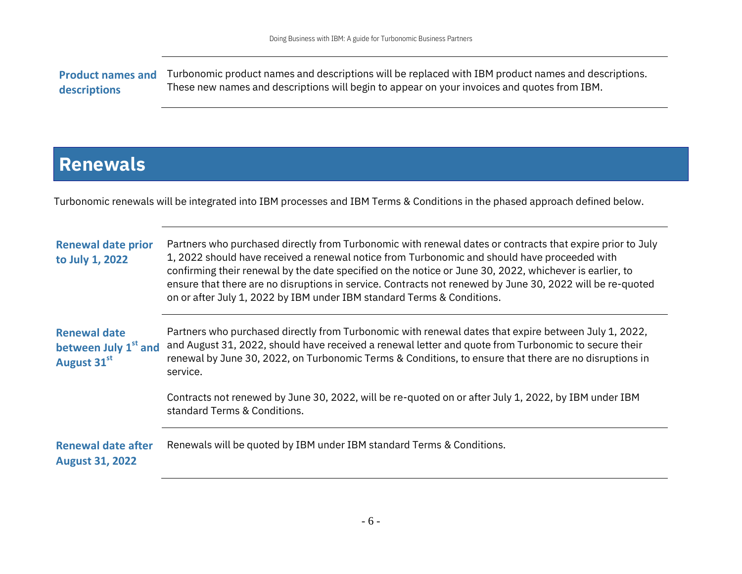**Product names and descriptions**

Turbonomic product names and descriptions will be replaced with IBM product names and descriptions. These new names and descriptions will begin to appear on your invoices and quotes from IBM.

## Renewals

Turbonomic renewals will be integrated into IBM processes and IBM Terms & Conditions in the phased approach defined below.

**Renewal date prior to July 1, 2022**

Partners who purchased directly from Turbonomic with renewal dates or contracts that expire prior to July 1, 2022 should have received a renewal notice from Turbonomic and should have proceeded with confirming their renewal by the date specified on the notice or June 30, 2022, whichever is earlier, to ensure that there are no disruptions in service. Contracts not renewed by June 30, 2022 will be re-quoted on or after July 1, 2022 by IBM under IBM standard Terms & Conditions.

**Renewal date between July 1st and August 31st**

Partners who purchased directly from Turbonomic with renewal dates that expire between July 1, 2022, and August 31, 2022, should have received a renewal letter and quote from Turbonomic to secure their renewal by June 30, 2022, on Turbonomic Terms & Conditions, to ensure that there are no disruptions in service.

Contracts not renewed by June 30, 2022, will be re-quoted on or after July 1, 2022, by IBM under IBM standard Terms & Conditions.

**Renewal date after August 31, 2022**

Renewals will be quoted by IBM under IBM standard Terms & Conditions.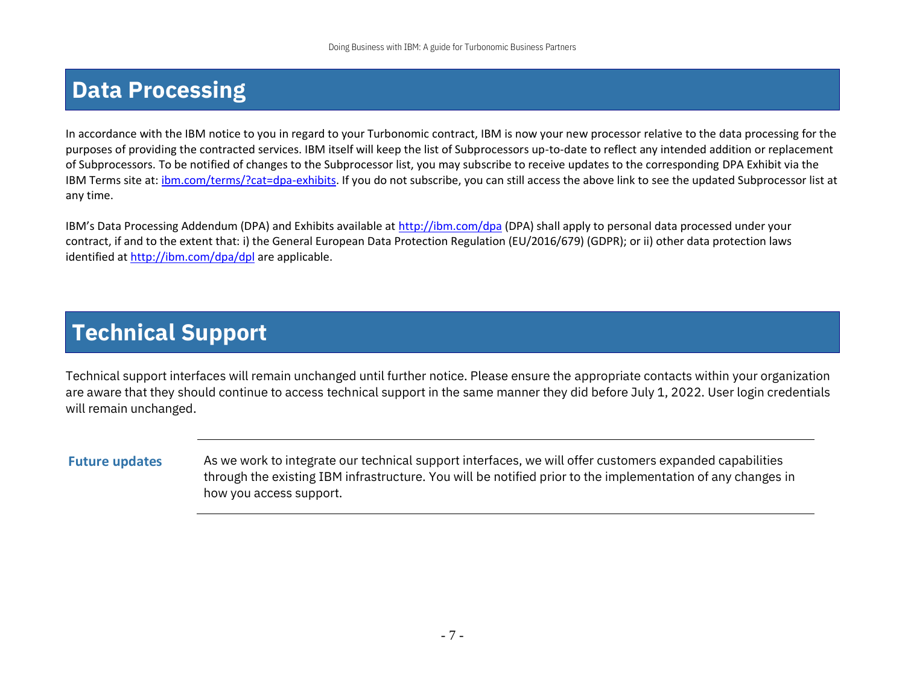# Data Processing

In accordance with the IBM notice to you in regard to your Turbonomic contract, IBM is now your new processor relative to the data processing for the purposes of providing the contracted services. IBM itself will keep the list of Subprocessors up-to-date to reflect any intended addition or replacement of Subprocessors. To be notified of changes to the Subprocessor list, you may subscribe to receive updates to the corresponding DPA Exhibit via the IBM Terms site at: ibm.com/terms/?cat=dpa-exhibits. If you do not subscribe, you can still access the above link to see the updated Subprocessor list at any time.

IBM's Data Processing Addendum (DPA) and Exhibits available at http://ibm.com/dpa (DPA) shall apply to personal data processed under your contract, if and to the extent that: i) the General European Data Protection Regulation (EU/2016/679) (GDPR); or ii) other data protection laws identified at http://ibm.com/dpa/dpl are applicable.

# Technical Support

Technical support interfaces will remain unchanged until further notice. Please ensure the appropriate contacts within your organization are aware that they should continue to access technical support in the same manner they did before July 1, 2022. User login credentials will remain unchanged.

**Future updates**

As we work to integrate our technical support interfaces, we will offer customers expanded capabilities through the existing IBM infrastructure. You will be notified prior to the implementation of any changes in how you access support.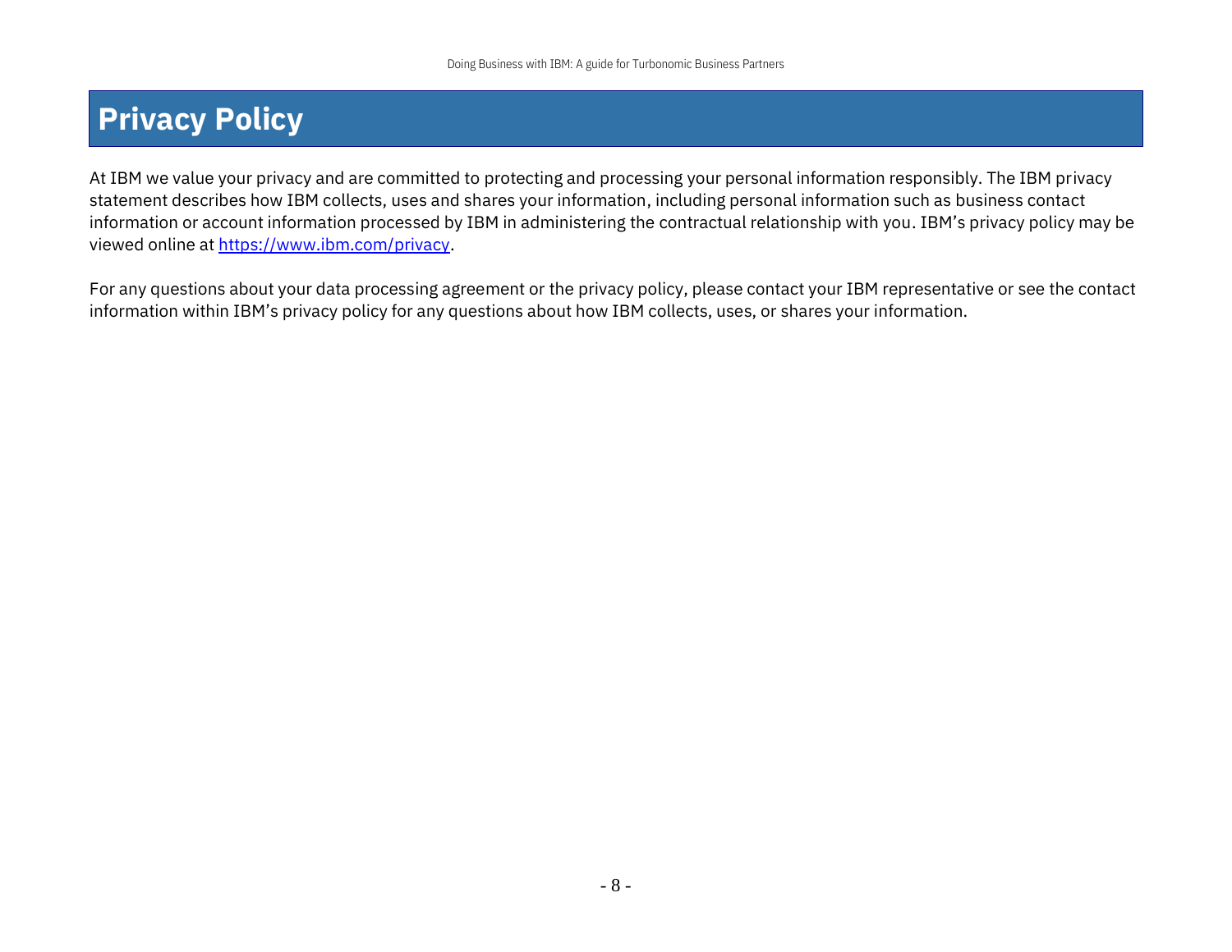# Privacy Policy

At IBM we value your privacy and are committed to protecting and processing your personal information responsibly. The IBM privacy statement describes how IBM collects, uses and shares your information, including personal information such as business contact information or account information processed by IBM in administering the contractual relationship with you. IBM's privacy policy may be viewed online at [https://www.ibm.com/privacy](https://www.ibm.com/privacy).

For any questions about your data processing agreement or the privacy policy, please contact your IBM representative or see the contact information within IBM's privacy policy for any questions about how IBM collects, uses, or shares your information.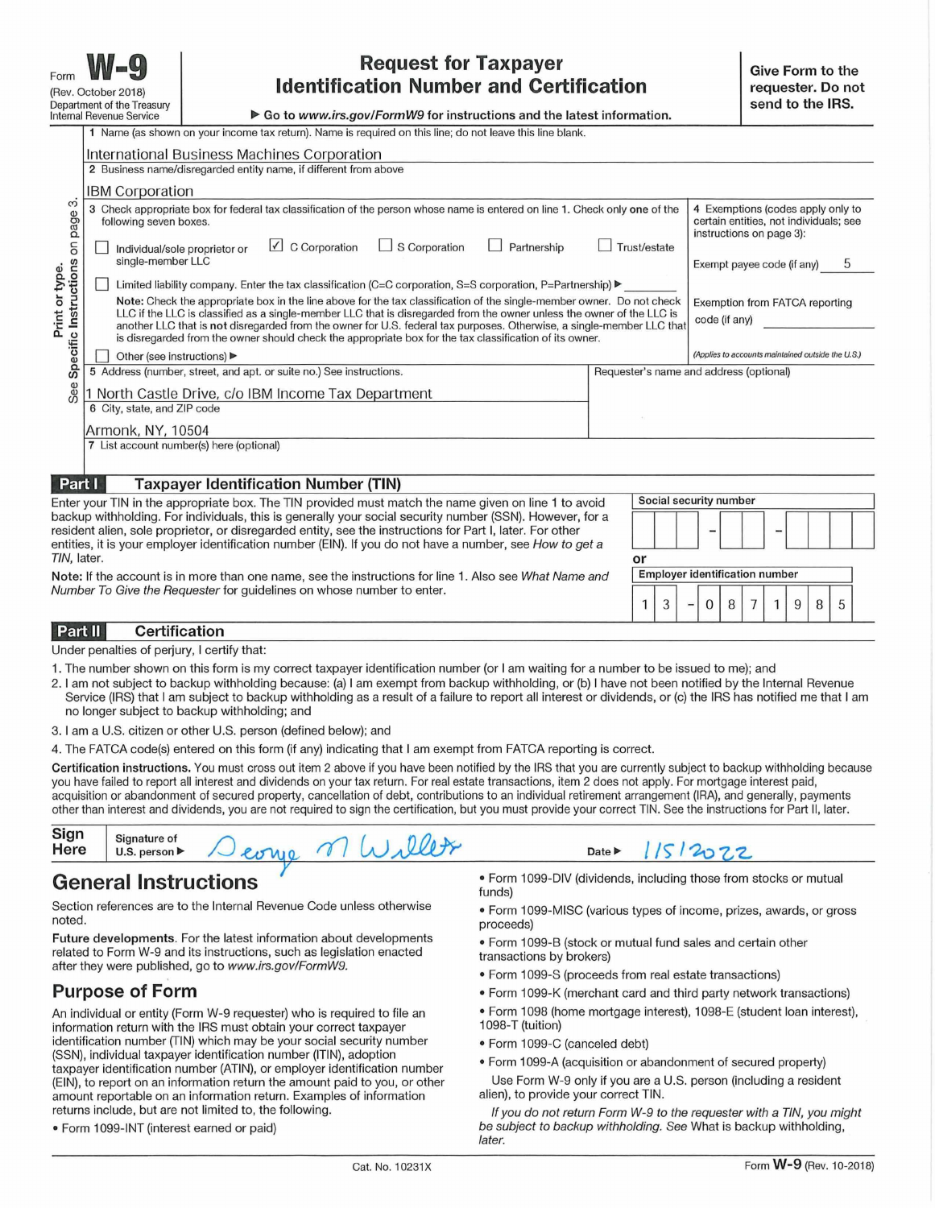Form **W-9** (Rev. October 2018) Department of the Treasury Internal Revenue Service

# Request for Taxpayer Identification Number and Certification

▶ Go to *www.irs.gov/FormW9* for instructions and the latest information.

**Give Form to the requester. Do not send to the IRS.**

Print or type. See Specific Instructions on page 3.

1 Name (as shown on your income tax return). Name is required on this line; do not leave this line blank.

International Business Machines Corporation

2 Business name/disregarded entity name, if different from above

IBM Corporation

3 Check appropriate box for federal tax classification of the person whose name is entered on line 1. Check only **one** of the following seven boxes.

☐ Individual/sole proprietor or single-member LLC ☑ C Corporation ☐ S Corporation ☐ Partnership ☐ Trust/estate

☐ Limited liability company. Enter the tax classification (C=C corporation, S=S corporation, P=Partnership) ▶

**Note:** Check the appropriate box in the line above for the tax classification of the single-member owner. Do not check LLC if the LLC is classified as a single-member LLC that is disregarded from the owner unless the owner of the LLC is another LLC that is **not** disregarded from the owner for U.S. federal tax purposes. Otherwise, a single-member LLC that is disregarded from the owner should check the appropriate box for the tax classification of its owner.

☐ Other (see instructions) ▶

4 Exemptions (codes apply only to certain entities, not individuals; see instructions on page 3):

Exempt payee code (if any) 5

Exemption from FATCA reporting code (if any)

*(Applies to accounts maintained outside the U.S.)*

5 Address (number, street, and apt. or suite no.) See instructions.

1 North Castle Drive, c/o IBM Income Tax Department

Requester's name and address (optional)

6 City, state, and ZIP code

Armonk, NY, 10504

7 List account number(s) here (optional)

## Part I Taxpayer Identification Number (TIN)

Enter your TIN in the appropriate box. The TIN provided must match the name given on line 1 to avoid backup withholding. For individuals, this is generally your social security number (SSN). However, for a resident alien, sole proprietor, or disregarded entity, see the instructions for Part I, later. For other entities, it is your employer identification number (EIN). If you do not have a number, see *How to get a TIN,* later.

**Note:** If the account is in more than one name, see the instructions for line 1. Also see *What Name and Number To Give the Requester* for guidelines on whose number to enter.

**Social security number**

[ ][ ][ ] – [ ][ ] – [ ][ ][ ][ ]

**or**

**Employer identification number**

1 3 – 0 8 7 1 9 8 5

## Part II Certification

Under penalties of perjury, I certify that:

1. The number shown on this form is my correct taxpayer identification number (or I am waiting for a number to be issued to me); and
2. I am not subject to backup withholding because: (a) I am exempt from backup withholding, or (b) I have not been notified by the Internal Revenue Service (IRS) that I am subject to backup withholding as a result of a failure to report all interest or dividends, or (c) the IRS has notified me that I am no longer subject to backup withholding; and
3. I am a U.S. citizen or other U.S. person (defined below); and
4. The FATCA code(s) entered on this form (if any) indicating that I am exempt from FATCA reporting is correct.

**Certification instructions.** You must cross out item 2 above if you have been notified by the IRS that you are currently subject to backup withholding because you have failed to report all interest and dividends on your tax return. For real estate transactions, item 2 does not apply. For mortgage interest paid, acquisition or abandonment of secured property, cancellation of debt, contributions to an individual retirement arrangement (IRA), and generally, payments other than interest and dividends, you are not required to sign the certification, but you must provide your correct TIN. See the instructions for Part II, later.

**Sign Here** Signature of U.S. person ▶ George M Willett Date ▶ 1/5/2022

# General Instructions

Section references are to the Internal Revenue Code unless otherwise noted.

**Future developments.** For the latest information about developments related to Form W-9 and its instructions, such as legislation enacted after they were published, go to *www.irs.gov/FormW9.*

## Purpose of Form

An individual or entity (Form W-9 requester) who is required to file an information return with the IRS must obtain your correct taxpayer identification number (TIN) which may be your social security number (SSN), individual taxpayer identification number (ITIN), adoption taxpayer identification number (ATIN), or employer identification number (EIN), to report on an information return the amount paid to you, or other amount reportable on an information return. Examples of information returns include, but are not limited to, the following.

- Form 1099-INT (interest earned or paid)
- Form 1099-DIV (dividends, including those from stocks or mutual funds)
- Form 1099-MISC (various types of income, prizes, awards, or gross proceeds)
- Form 1099-B (stock or mutual fund sales and certain other transactions by brokers)
- Form 1099-S (proceeds from real estate transactions)
- Form 1099-K (merchant card and third party network transactions)
- Form 1098 (home mortgage interest), 1098-E (student loan interest), 1098-T (tuition)
- Form 1099-C (canceled debt)
- Form 1099-A (acquisition or abandonment of secured property)

Use Form W-9 only if you are a U.S. person (including a resident alien), to provide your correct TIN.

*If you do not return Form W-9 to the requester with a TIN, you might be subject to backup withholding. See* What is backup withholding, *later.*

Cat. No. 10231X Form **W-9** (Rev. 10-2018)